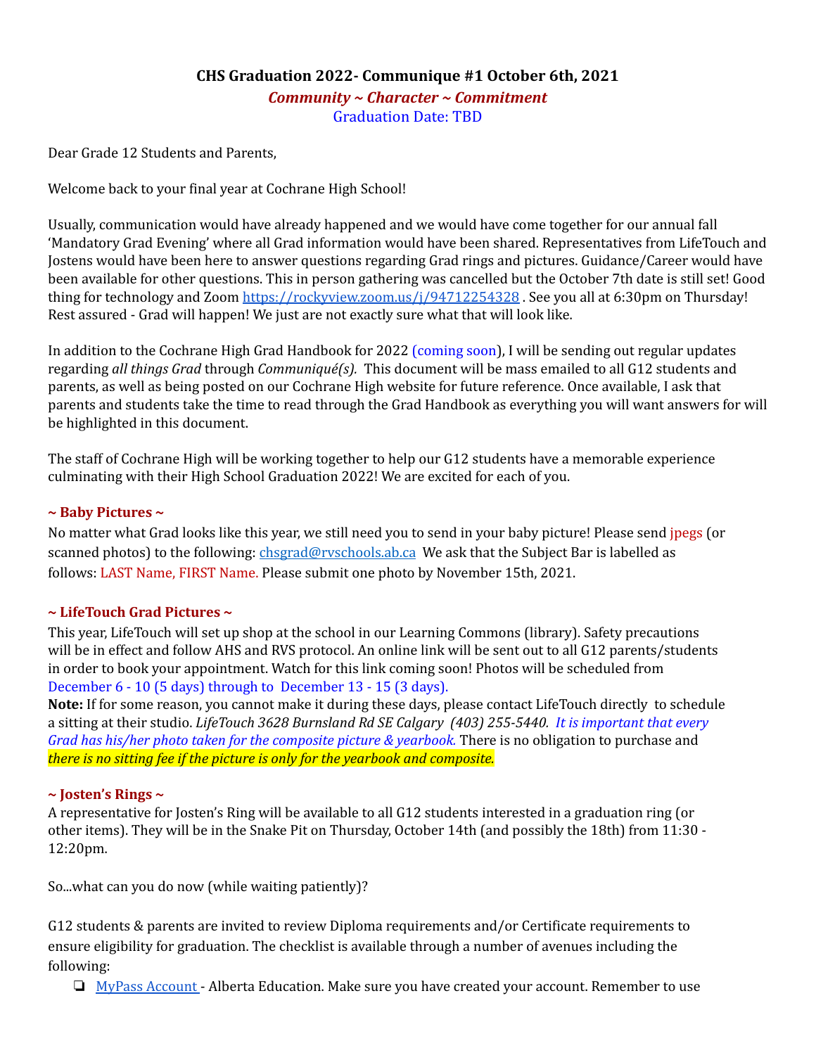# CHS Graduation 2022- Communique #1 October 6th, 2021

***Community ~ Character ~ Commitment***

Graduation Date: TBD

Dear Grade 12 Students and Parents,

Welcome back to your final year at Cochrane High School!

Usually, communication would have already happened and we would have come together for our annual fall 'Mandatory Grad Evening' where all Grad information would have been shared. Representatives from LifeTouch and Jostens would have been here to answer questions regarding Grad rings and pictures. Guidance/Career would have been available for other questions. This in person gathering was cancelled but the October 7th date is still set! Good thing for technology and Zoom https://rockyview.zoom.us/j/94712254328 . See you all at 6:30pm on Thursday! Rest assured - Grad will happen! We just are not exactly sure what that will look like.

In addition to the Cochrane High Grad Handbook for 2022 (coming soon), I will be sending out regular updates regarding *all things Grad* through *Communiqué(s).* This document will be mass emailed to all G12 students and parents, as well as being posted on our Cochrane High website for future reference. Once available, I ask that parents and students take the time to read through the Grad Handbook as everything you will want answers for will be highlighted in this document.

The staff of Cochrane High will be working together to help our G12 students have a memorable experience culminating with their High School Graduation 2022! We are excited for each of you.

### ~ Baby Pictures ~

No matter what Grad looks like this year, we still need you to send in your baby picture! Please send jpegs (or scanned photos) to the following: chsgrad@rvschools.ab.ca We ask that the Subject Bar is labelled as follows: LAST Name, FIRST Name. Please submit one photo by November 15th, 2021.

### ~ LifeTouch Grad Pictures ~

This year, LifeTouch will set up shop at the school in our Learning Commons (library). Safety precautions will be in effect and follow AHS and RVS protocol. An online link will be sent out to all G12 parents/students in order to book your appointment. Watch for this link coming soon! Photos will be scheduled from December 6 - 10 (5 days) through to December 13 - 15 (3 days).

**Note:** If for some reason, you cannot make it during these days, please contact LifeTouch directly to schedule a sitting at their studio. *LifeTouch 3628 Burnsland Rd SE Calgary (403) 255-5440. It is important that every Grad has his/her photo taken for the composite picture & yearbook.* There is no obligation to purchase and *there is no sitting fee if the picture is only for the yearbook and composite.*

### ~ Josten's Rings ~

A representative for Josten's Ring will be available to all G12 students interested in a graduation ring (or other items). They will be in the Snake Pit on Thursday, October 14th (and possibly the 18th) from 11:30 - 12:20pm.

So...what can you do now (while waiting patiently)?

G12 students & parents are invited to review Diploma requirements and/or Certificate requirements to ensure eligibility for graduation. The checklist is available through a number of avenues including the following:

- MyPass Account - Alberta Education. Make sure you have created your account. Remember to use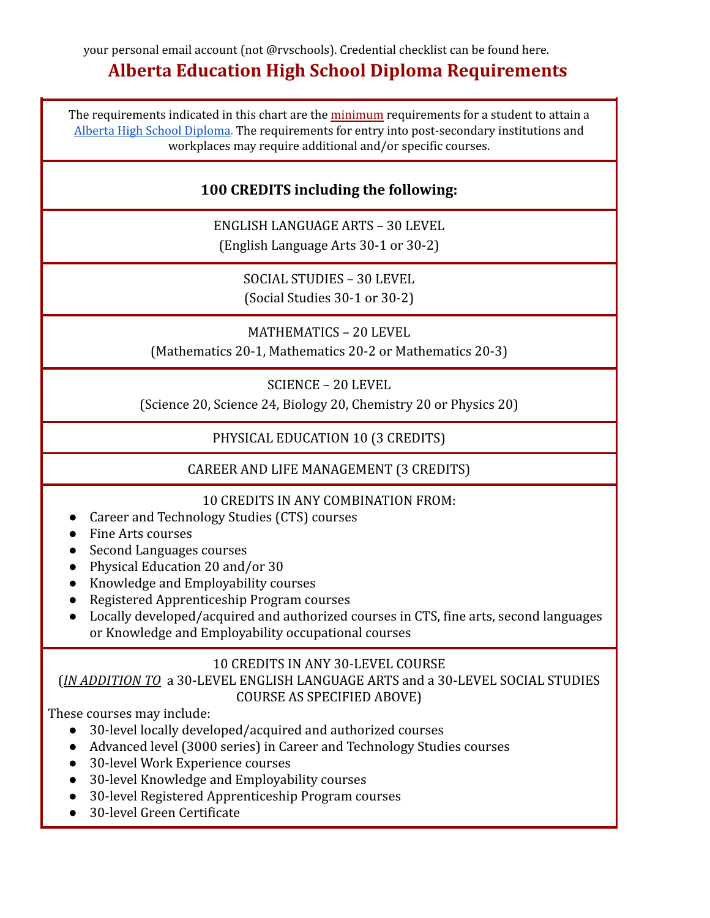your personal email account (not @rvschools). Credential checklist can be found here.

## Alberta Education High School Diploma Requirements

The requirements indicated in this chart are the minimum requirements for a student to attain a Alberta High School Diploma. The requirements for entry into post-secondary institutions and workplaces may require additional and/or specific courses.

**100 CREDITS including the following:**

ENGLISH LANGUAGE ARTS – 30 LEVEL
(English Language Arts 30-1 or 30-2)

SOCIAL STUDIES – 30 LEVEL
(Social Studies 30-1 or 30-2)

MATHEMATICS – 20 LEVEL
(Mathematics 20-1, Mathematics 20-2 or Mathematics 20-3)

SCIENCE – 20 LEVEL
(Science 20, Science 24, Biology 20, Chemistry 20 or Physics 20)

PHYSICAL EDUCATION 10 (3 CREDITS)

CAREER AND LIFE MANAGEMENT (3 CREDITS)

10 CREDITS IN ANY COMBINATION FROM:

- Career and Technology Studies (CTS) courses
- Fine Arts courses
- Second Languages courses
- Physical Education 20 and/or 30
- Knowledge and Employability courses
- Registered Apprenticeship Program courses
- Locally developed/acquired and authorized courses in CTS, fine arts, second languages or Knowledge and Employability occupational courses

10 CREDITS IN ANY 30-LEVEL COURSE
(*IN ADDITION TO* a 30-LEVEL ENGLISH LANGUAGE ARTS and a 30-LEVEL SOCIAL STUDIES COURSE AS SPECIFIED ABOVE)

These courses may include:

- 30-level locally developed/acquired and authorized courses
- Advanced level (3000 series) in Career and Technology Studies courses
- 30-level Work Experience courses
- 30-level Knowledge and Employability courses
- 30-level Registered Apprenticeship Program courses
- 30-level Green Certificate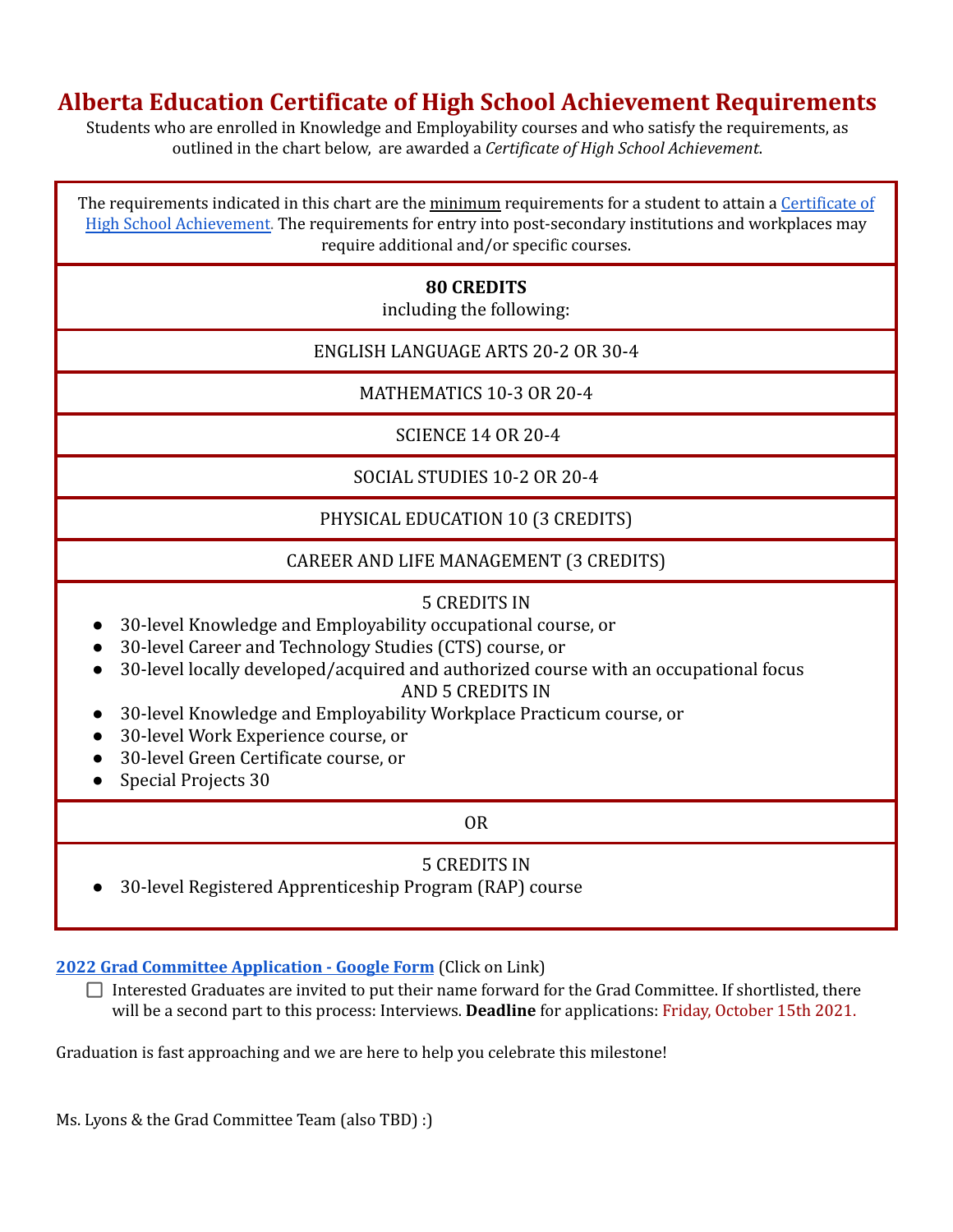# Alberta Education Certificate of High School Achievement Requirements

Students who are enrolled in Knowledge and Employability courses and who satisfy the requirements, as outlined in the chart below, are awarded a *Certificate of High School Achievement*.

| |
|---|
| The requirements indicated in this chart are the minimum requirements for a student to attain a [Certificate of High School Achievement](). The requirements for entry into post-secondary institutions and workplaces may require additional and/or specific courses. |
| **80 CREDITS** including the following: |
| ENGLISH LANGUAGE ARTS 20-2 OR 30-4 |
| MATHEMATICS 10-3 OR 20-4 |
| SCIENCE 14 OR 20-4 |
| SOCIAL STUDIES 10-2 OR 20-4 |
| PHYSICAL EDUCATION 10 (3 CREDITS) |
| CAREER AND LIFE MANAGEMENT (3 CREDITS) |
| 5 CREDITS IN <br>• 30-level Knowledge and Employability occupational course, or <br>• 30-level Career and Technology Studies (CTS) course, or <br>• 30-level locally developed/acquired and authorized course with an occupational focus <br>AND 5 CREDITS IN <br>• 30-level Knowledge and Employability Workplace Practicum course, or <br>• 30-level Work Experience course, or <br>• 30-level Green Certificate course, or <br>• Special Projects 30 |
| OR |
| 5 CREDITS IN <br>• 30-level Registered Apprenticeship Program (RAP) course |

**[2022 Grad Committee Application - Google Form]()** (Click on Link)

- [ ] Interested Graduates are invited to put their name forward for the Grad Committee. If shortlisted, there will be a second part to this process: Interviews. **Deadline** for applications: Friday, October 15th 2021.

Graduation is fast approaching and we are here to help you celebrate this milestone!

Ms. Lyons & the Grad Committee Team (also TBD) :)